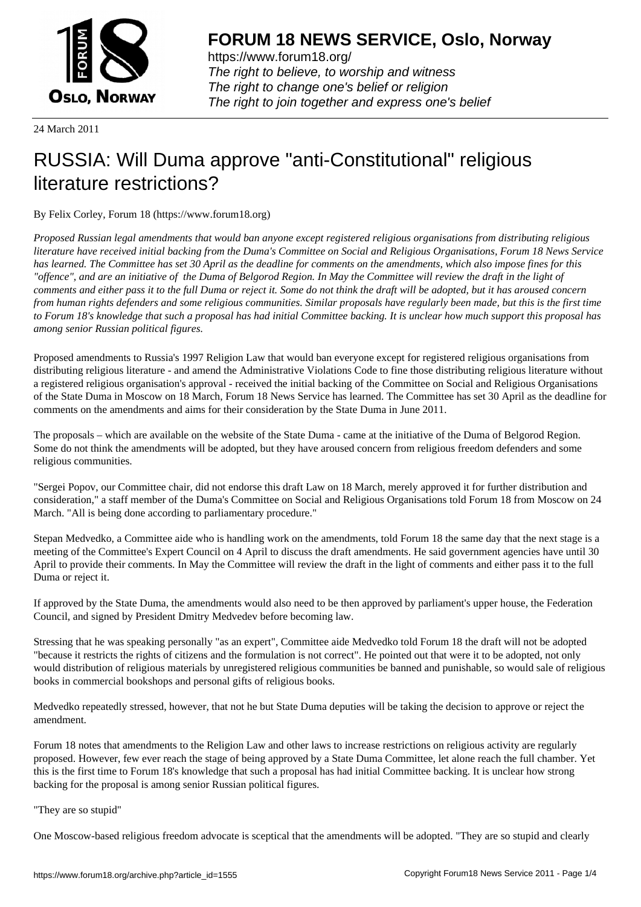24 March 2011

# RUSSIA: Will Duma approve "anti-Constitutional" religious literature restrictions?

By Felix Corley, Forum 18 (https://www.forum18.org)

*Proposed Russian legal amendments that would ban anyone except registered religious organisations from distributing religious literature have received initial backing from the Duma's Committee on Social and Religious Organisations, Forum 18 News Service has learned. The Committee has set 30 April as the deadline for comments on the amendments, which also impose fines for this "offence", and are an initiative of the Duma of Belgorod Region. In May the Committee will review the draft in the light of comments and either pass it to the full Duma or reject it. Some do not think the draft will be adopted, but it has aroused concern from human rights defenders and some religious communities. Similar proposals have regularly been made, but this is the first time to Forum 18's knowledge that such a proposal has had initial Committee backing. It is unclear how much support this proposal has among senior Russian political figures.*

Proposed amendments to Russia's 1997 Religion Law that would ban everyone except for registered religious organisations from distributing religious literature - and amend the Administrative Violations Code to fine those distributing religious literature without a registered religious organisation's approval - received the initial backing of the Committee on Social and Religious Organisations of the State Duma in Moscow on 18 March, Forum 18 News Service has learned. The Committee has set 30 April as the deadline for comments on the amendments and aims for their consideration by the State Duma in June 2011.

The proposals – which are available on the website of the State Duma - came at the initiative of the Duma of Belgorod Region. Some do not think the amendments will be adopted, but they have aroused concern from religious freedom defenders and some religious communities.

"Sergei Popov, our Committee chair, did not endorse this draft Law on 18 March, merely approved it for further distribution and consideration," a staff member of the Duma's Committee on Social and Religious Organisations told Forum 18 from Moscow on 24 March. "All is being done according to parliamentary procedure."

Stepan Medvedko, a Committee aide who is handling work on the amendments, told Forum 18 the same day that the next stage is a meeting of the Committee's Expert Council on 4 April to discuss the draft amendments. He said government agencies have until 30 April to provide their comments. In May the Committee will review the draft in the light of comments and either pass it to the full Duma or reject it.

If approved by the State Duma, the amendments would also need to be then approved by parliament's upper house, the Federation Council, and signed by President Dmitry Medvedev before becoming law.

Stressing that he was speaking personally "as an expert", Committee aide Medvedko told Forum 18 the draft will not be adopted "because it restricts the rights of citizens and the formulation is not correct". He pointed out that were it to be adopted, not only would distribution of religious materials by unregistered religious communities be banned and punishable, so would sale of religious books in commercial bookshops and personal gifts of religious books.

Medvedko repeatedly stressed, however, that not he but State Duma deputies will be taking the decision to approve or reject the amendment.

Forum 18 notes that amendments to the Religion Law and other laws to increase restrictions on religious activity are regularly proposed. However, few ever reach the stage of being approved by a State Duma Committee, let alone reach the full chamber. Yet this is the first time to Forum 18's knowledge that such a proposal has had initial Committee backing. It is unclear how strong backing for the proposal is among senior Russian political figures.

"They are so stupid"

One Moscow-based religious freedom advocate is sceptical that the amendments will be adopted. "They are so stupid and clearly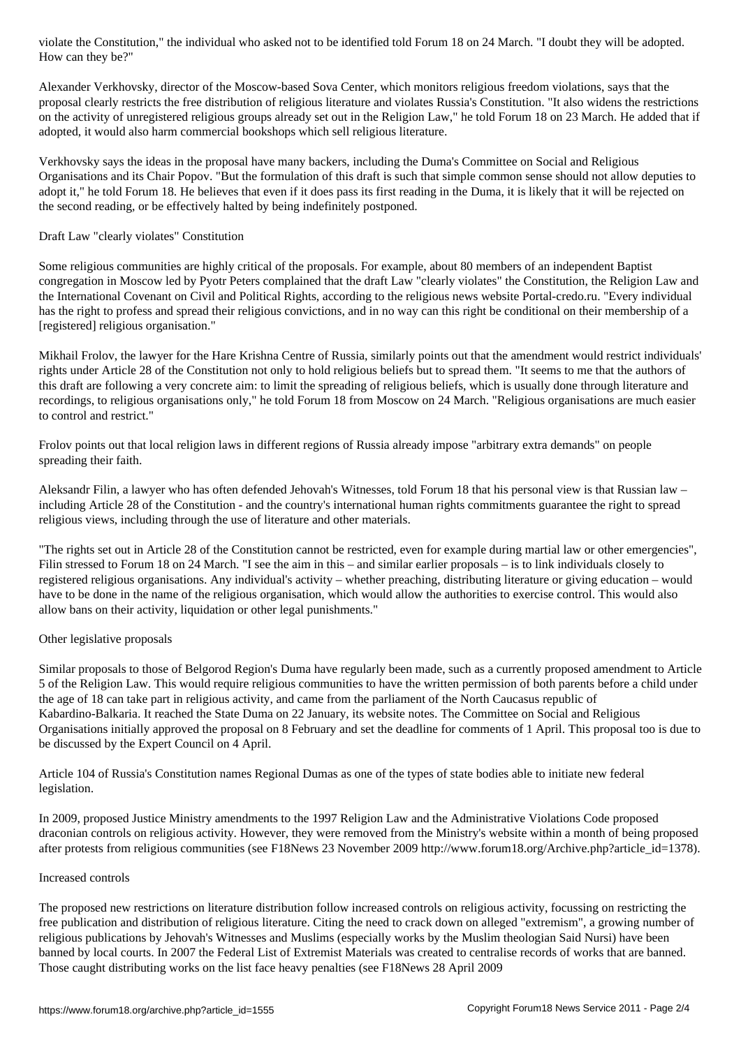violate the Constitution," the individual who asked not to be identified told Forum 18 on 24 March. "I doubt they will be adopted. How can they be?"

Alexander Verkhovsky, director of the Moscow-based Sova Center, which monitors religious freedom violations, says that the proposal clearly restricts the free distribution of religious literature and violates Russia's Constitution. "It also widens the restrictions on the activity of unregistered religious groups already set out in the Religion Law," he told Forum 18 on 23 March. He added that if adopted, it would also harm commercial bookshops which sell religious literature.

Verkhovsky says the ideas in the proposal have many backers, including the Duma's Committee on Social and Religious Organisations and its Chair Popov. "But the formulation of this draft is such that simple common sense should not allow deputies to adopt it," he told Forum 18. He believes that even if it does pass its first reading in the Duma, it is likely that it will be rejected on the second reading, or be effectively halted by being indefinitely postponed.

## Draft Law "clearly violates" Constitution

Some religious communities are highly critical of the proposals. For example, about 80 members of an independent Baptist congregation in Moscow led by Pyotr Peters complained that the draft Law "clearly violates" the Constitution, the Religion Law and the International Covenant on Civil and Political Rights, according to the religious news website Portal-credo.ru. "Every individual has the right to profess and spread their religious convictions, and in no way can this right be conditional on their membership of a [registered] religious organisation."

Mikhail Frolov, the lawyer for the Hare Krishna Centre of Russia, similarly points out that the amendment would restrict individuals' rights under Article 28 of the Constitution not only to hold religious beliefs but to spread them. "It seems to me that the authors of this draft are following a very concrete aim: to limit the spreading of religious beliefs, which is usually done through literature and recordings, to religious organisations only," he told Forum 18 from Moscow on 24 March. "Religious organisations are much easier to control and restrict."

Frolov points out that local religion laws in different regions of Russia already impose "arbitrary extra demands" on people spreading their faith.

Aleksandr Filin, a lawyer who has often defended Jehovah's Witnesses, told Forum 18 that his personal view is that Russian law – including Article 28 of the Constitution - and the country's international human rights commitments guarantee the right to spread religious views, including through the use of literature and other materials.

"The rights set out in Article 28 of the Constitution cannot be restricted, even for example during martial law or other emergencies", Filin stressed to Forum 18 on 24 March. "I see the aim in this – and similar earlier proposals – is to link individuals closely to registered religious organisations. Any individual's activity – whether preaching, distributing literature or giving education – would have to be done in the name of the religious organisation, which would allow the authorities to exercise control. This would also allow bans on their activity, liquidation or other legal punishments."

## Other legislative proposals

Similar proposals to those of Belgorod Region's Duma have regularly been made, such as a currently proposed amendment to Article 5 of the Religion Law. This would require religious communities to have the written permission of both parents before a child under the age of 18 can take part in religious activity, and came from the parliament of the North Caucasus republic of Kabardino-Balkaria. It reached the State Duma on 22 January, its website notes. The Committee on Social and Religious Organisations initially approved the proposal on 8 February and set the deadline for comments of 1 April. This proposal too is due to be discussed by the Expert Council on 4 April.

Article 104 of Russia's Constitution names Regional Dumas as one of the types of state bodies able to initiate new federal legislation.

In 2009, proposed Justice Ministry amendments to the 1997 Religion Law and the Administrative Violations Code proposed draconian controls on religious activity. However, they were removed from the Ministry's website within a month of being proposed after protests from religious communities (see F18News 23 November 2009 http://www.forum18.org/Archive.php?article_id=1378).

## Increased controls

The proposed new restrictions on literature distribution follow increased controls on religious activity, focussing on restricting the free publication and distribution of religious literature. Citing the need to crack down on alleged "extremism", a growing number of religious publications by Jehovah's Witnesses and Muslims (especially works by the Muslim theologian Said Nursi) have been banned by local courts. In 2007 the Federal List of Extremist Materials was created to centralise records of works that are banned. Those caught distributing works on the list face heavy penalties (see F18News 28 April 2009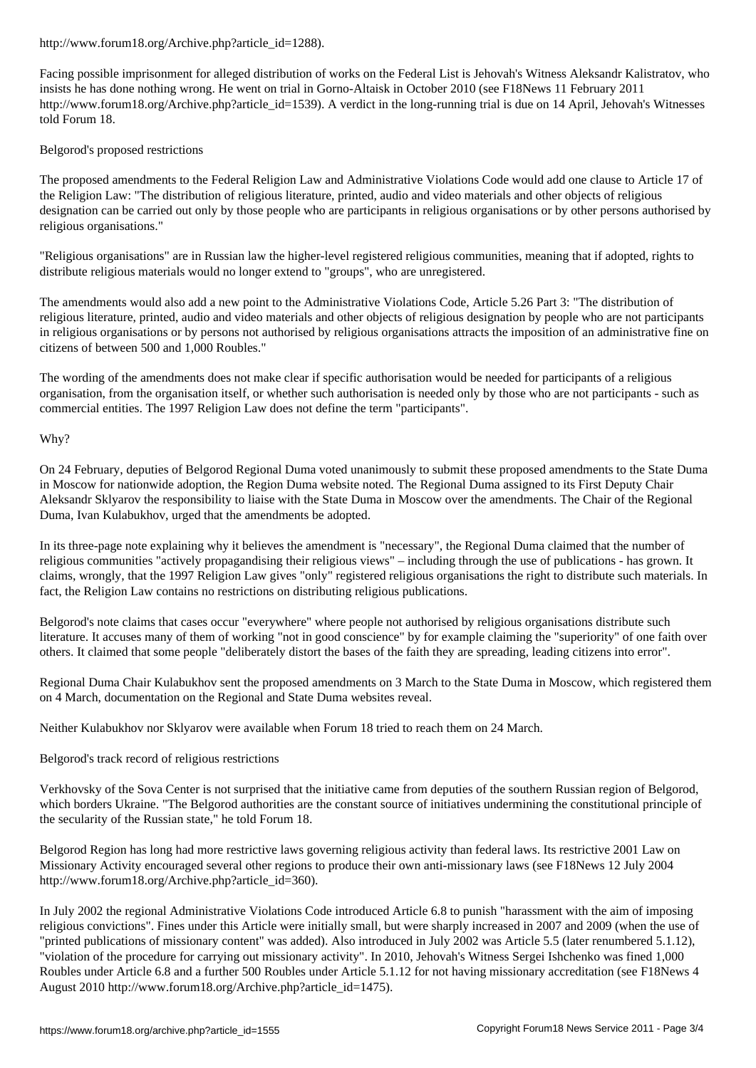http://www.forum18.org/Archive.php?article_id=1288).

Facing possible imprisonment for alleged distribution of works on the Federal List is Jehovah's Witness Aleksandr Kalistratov, who insists he has done nothing wrong. He went on trial in Gorno-Altaisk in October 2010 (see F18News 11 February 2011 http://www.forum18.org/Archive.php?article_id=1539). A verdict in the long-running trial is due on 14 April, Jehovah's Witnesses told Forum 18.

## Belgorod's proposed restrictions

The proposed amendments to the Federal Religion Law and Administrative Violations Code would add one clause to Article 17 of the Religion Law: "The distribution of religious literature, printed, audio and video materials and other objects of religious designation can be carried out only by those people who are participants in religious organisations or by other persons authorised by religious organisations."

"Religious organisations" are in Russian law the higher-level registered religious communities, meaning that if adopted, rights to distribute religious materials would no longer extend to "groups", who are unregistered.

The amendments would also add a new point to the Administrative Violations Code, Article 5.26 Part 3: "The distribution of religious literature, printed, audio and video materials and other objects of religious designation by people who are not participants in religious organisations or by persons not authorised by religious organisations attracts the imposition of an administrative fine on citizens of between 500 and 1,000 Roubles."

The wording of the amendments does not make clear if specific authorisation would be needed for participants of a religious organisation, from the organisation itself, or whether such authorisation is needed only by those who are not participants - such as commercial entities. The 1997 Religion Law does not define the term "participants".

## Why?

On 24 February, deputies of Belgorod Regional Duma voted unanimously to submit these proposed amendments to the State Duma in Moscow for nationwide adoption, the Region Duma website noted. The Regional Duma assigned to its First Deputy Chair Aleksandr Sklyarov the responsibility to liaise with the State Duma in Moscow over the amendments. The Chair of the Regional Duma, Ivan Kulabukhov, urged that the amendments be adopted.

In its three-page note explaining why it believes the amendment is "necessary", the Regional Duma claimed that the number of religious communities "actively propagandising their religious views" – including through the use of publications - has grown. It claims, wrongly, that the 1997 Religion Law gives "only" registered religious organisations the right to distribute such materials. In fact, the Religion Law contains no restrictions on distributing religious publications.

Belgorod's note claims that cases occur "everywhere" where people not authorised by religious organisations distribute such literature. It accuses many of them of working "not in good conscience" by for example claiming the "superiority" of one faith over others. It claimed that some people "deliberately distort the bases of the faith they are spreading, leading citizens into error".

Regional Duma Chair Kulabukhov sent the proposed amendments on 3 March to the State Duma in Moscow, which registered them on 4 March, documentation on the Regional and State Duma websites reveal.

Neither Kulabukhov nor Sklyarov were available when Forum 18 tried to reach them on 24 March.

## Belgorod's track record of religious restrictions

Verkhovsky of the Sova Center is not surprised that the initiative came from deputies of the southern Russian region of Belgorod, which borders Ukraine. "The Belgorod authorities are the constant source of initiatives undermining the constitutional principle of the secularity of the Russian state," he told Forum 18.

Belgorod Region has long had more restrictive laws governing religious activity than federal laws. Its restrictive 2001 Law on Missionary Activity encouraged several other regions to produce their own anti-missionary laws (see F18News 12 July 2004 http://www.forum18.org/Archive.php?article_id=360).

In July 2002 the regional Administrative Violations Code introduced Article 6.8 to punish "harassment with the aim of imposing religious convictions". Fines under this Article were initially small, but were sharply increased in 2007 and 2009 (when the use of "printed publications of missionary content" was added). Also introduced in July 2002 was Article 5.5 (later renumbered 5.1.12), "violation of the procedure for carrying out missionary activity". In 2010, Jehovah's Witness Sergei Ishchenko was fined 1,000 Roubles under Article 6.8 and a further 500 Roubles under Article 5.1.12 for not having missionary accreditation (see F18News 4 August 2010 http://www.forum18.org/Archive.php?article_id=1475).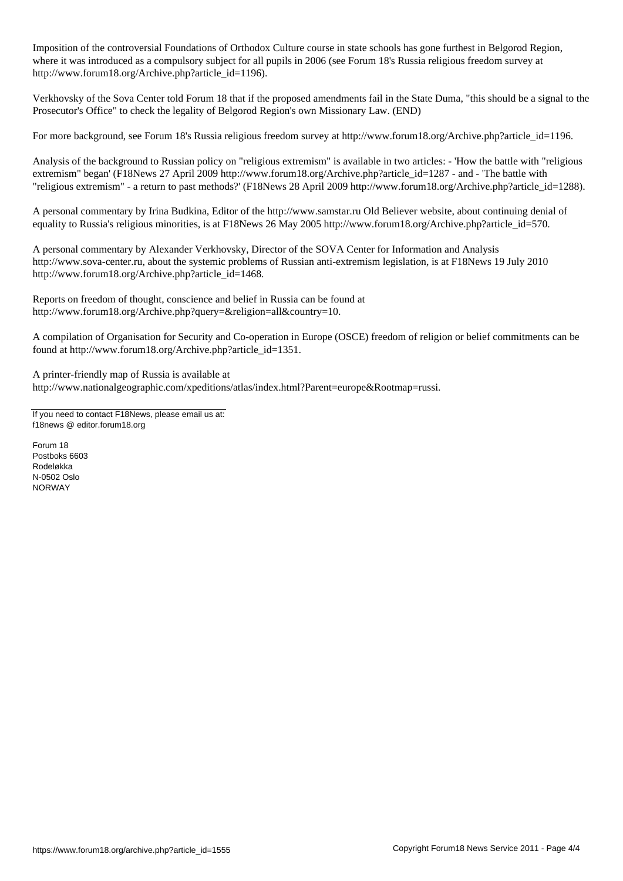Imposition of the controversial Foundations of Orthodox Culture course in state schools has gone furthest in Belgorod Region, where it was introduced as a compulsory subject for all pupils in 2006 (see Forum 18's Russia religious freedom survey at http://www.forum18.org/Archive.php?article_id=1196).

Verkhovsky of the Sova Center told Forum 18 that if the proposed amendments fail in the State Duma, "this should be a signal to the Prosecutor's Office" to check the legality of Belgorod Region's own Missionary Law. (END)

For more background, see Forum 18's Russia religious freedom survey at http://www.forum18.org/Archive.php?article_id=1196.

Analysis of the background to Russian policy on "religious extremism" is available in two articles: - 'How the battle with "religious extremism" began' (F18News 27 April 2009 http://www.forum18.org/Archive.php?article_id=1287 - and - 'The battle with "religious extremism" - a return to past methods?' (F18News 28 April 2009 http://www.forum18.org/Archive.php?article_id=1288).

A personal commentary by Irina Budkina, Editor of the http://www.samstar.ru Old Believer website, about continuing denial of equality to Russia's religious minorities, is at F18News 26 May 2005 http://www.forum18.org/Archive.php?article_id=570.

A personal commentary by Alexander Verkhovsky, Director of the SOVA Center for Information and Analysis http://www.sova-center.ru, about the systemic problems of Russian anti-extremism legislation, is at F18News 19 July 2010 http://www.forum18.org/Archive.php?article_id=1468.

Reports on freedom of thought, conscience and belief in Russia can be found at http://www.forum18.org/Archive.php?query=&religion=all&country=10.

A compilation of Organisation for Security and Co-operation in Europe (OSCE) freedom of religion or belief commitments can be found at http://www.forum18.org/Archive.php?article_id=1351.

A printer-friendly map of Russia is available at http://www.nationalgeographic.com/xpeditions/atlas/index.html?Parent=europe&Rootmap=russi.

If you need to contact F18News, please email us at:
f18news @ editor.forum18.org

Forum 18
Postboks 6603
Rodeløkka
N-0502 Oslo
NORWAY